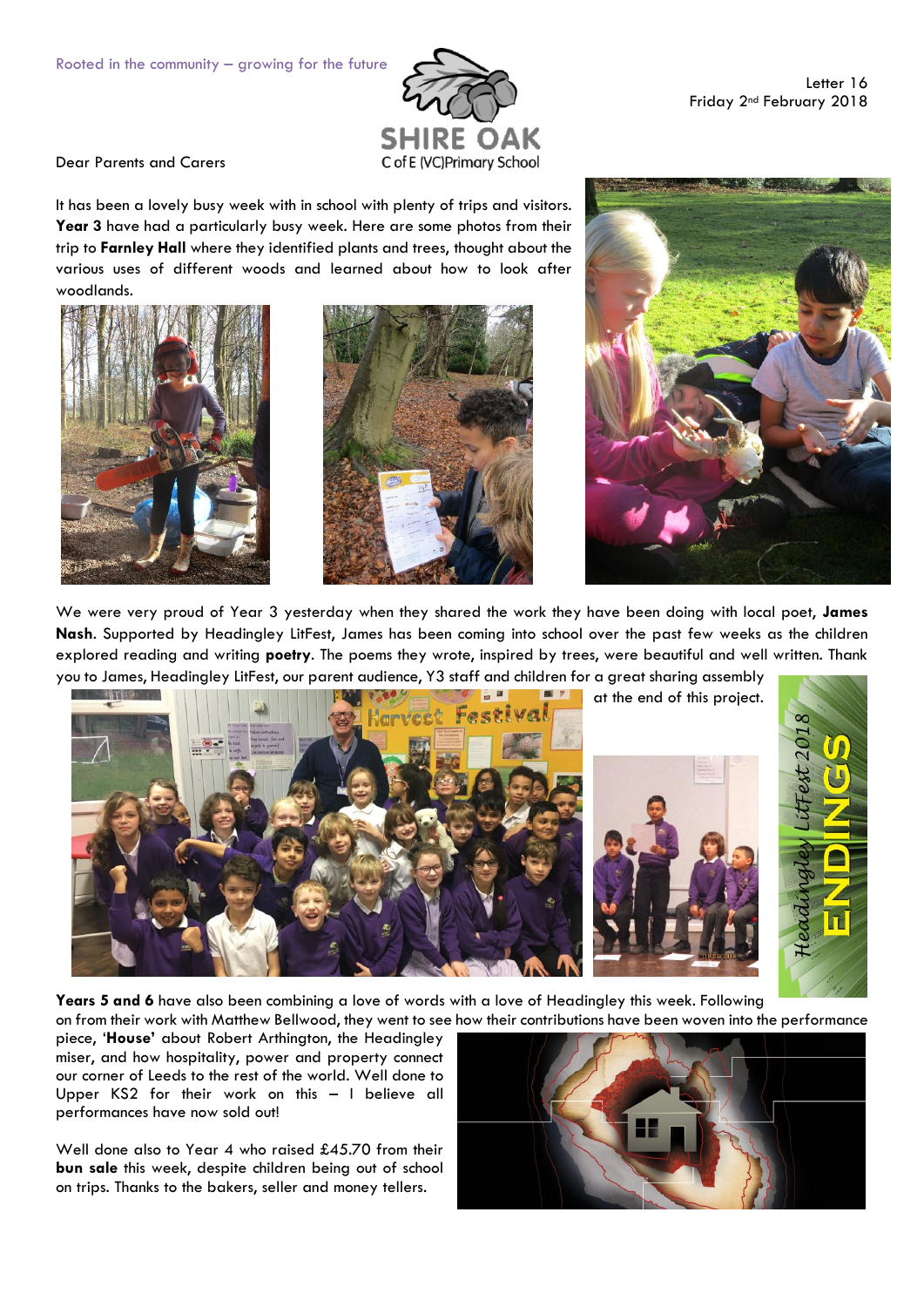Rooted in the community – growing for the future

SHIRE OAK
C of E (VC) Primary School

Letter 16
Friday 2nd February 2018

Dear Parents and Carers

It has been a lovely busy week with in school with plenty of trips and visitors. **Year 3** have had a particularly busy week. Here are some photos from their trip to **Farnley Hall** where they identified plants and trees, thought about the various uses of different woods and learned about how to look after woodlands.

We were very proud of Year 3 yesterday when they shared the work they have been doing with local poet, **James Nash**. Supported by Headingley LitFest, James has been coming into school over the past few weeks as the children explored reading and writing **poetry**. The poems they wrote, inspired by trees, were beautiful and well written. Thank you to James, Headingley LitFest, our parent audience, Y3 staff and children for a great sharing assembly at the end of this project.

**Years 5 and 6** have also been combining a love of words with a love of Headingley this week. Following on from their work with Matthew Bellwood, they went to see how their contributions have been woven into the performance piece, '**House**' about Robert Arthington, the Headingley miser, and how hospitality, power and property connect our corner of Leeds to the rest of the world. Well done to Upper KS2 for their work on this – I believe all performances have now sold out!

Well done also to Year 4 who raised £45.70 from their **bun sale** this week, despite children being out of school on trips. Thanks to the bakers, seller and money tellers.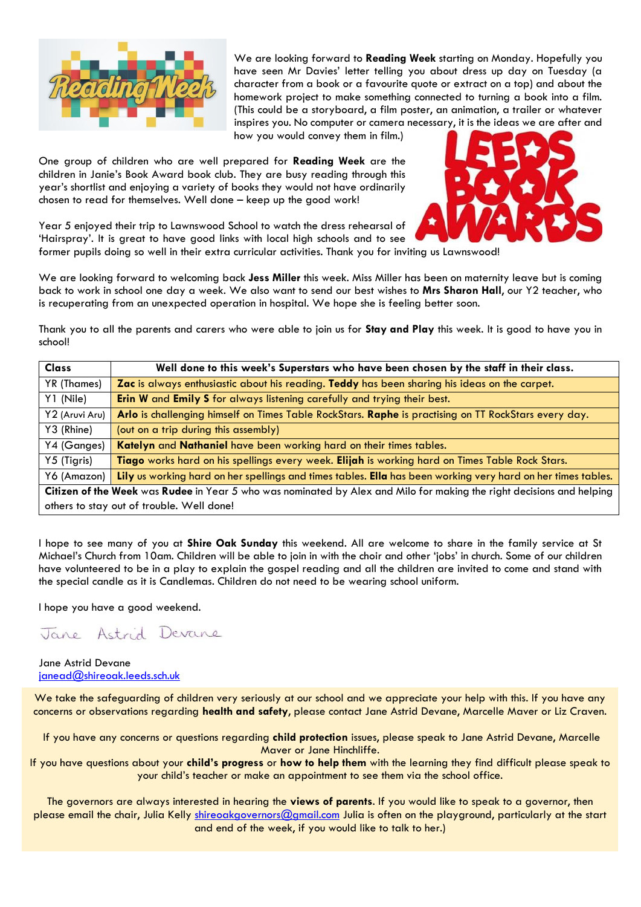We are looking forward to **Reading Week** starting on Monday. Hopefully you have seen Mr Davies' letter telling you about dress up day on Tuesday (a character from a book or a favourite quote or extract on a top) and about the homework project to make something connected to turning a book into a film. (This could be a storyboard, a film poster, an animation, a trailer or whatever inspires you. No computer or camera necessary, it is the ideas we are after and how you would convey them in film.)

One group of children who are well prepared for **Reading Week** are the children in Janie's Book Award book club. They are busy reading through this year's shortlist and enjoying a variety of books they would not have ordinarily chosen to read for themselves. Well done – keep up the good work!

Year 5 enjoyed their trip to Lawnswood School to watch the dress rehearsal of 'Hairspray'. It is great to have good links with local high schools and to see former pupils doing so well in their extra curricular activities. Thank you for inviting us Lawnswood!

We are looking forward to welcoming back **Jess Miller** this week. Miss Miller has been on maternity leave but is coming back to work in school one day a week. We also want to send our best wishes to **Mrs Sharon Hall**, our Y2 teacher, who is recuperating from an unexpected operation in hospital. We hope she is feeling better soon.

Thank you to all the parents and carers who were able to join us for **Stay and Play** this week. It is good to have you in school!

| Class | Well done to this week's Superstars who have been chosen by the staff in their class. |
|---|---|
| YR (Thames) | **Zac** is always enthusiastic about his reading. **Teddy** has been sharing his ideas on the carpet. |
| Y1 (Nile) | **Erin W** and **Emily S** for always listening carefully and trying their best. |
| Y2 (Aruvi Aru) | **Arlo** is challenging himself on Times Table RockStars. **Raphe** is practising on TT RockStars every day. |
| Y3 (Rhine) | (out on a trip during this assembly) |
| Y4 (Ganges) | **Katelyn** and **Nathaniel** have been working hard on their times tables. |
| Y5 (Tigris) | **Tiago** works hard on his spellings every week. **Elijah** is working hard on Times Table Rock Stars. |
| Y6 (Amazon) | **Lily** us working hard on her spellings and times tables. **Ella** has been working very hard on her times tables. |
| **Citizen of the Week** was **Rudee** in Year 5 who was nominated by Alex and Milo for making the right decisions and helping others to stay out of trouble. Well done! | |

I hope to see many of you at **Shire Oak Sunday** this weekend. All are welcome to share in the family service at St Michael's Church from 10am. Children will be able to join in with the choir and other 'jobs' in church. Some of our children have volunteered to be in a play to explain the gospel reading and all the children are invited to come and stand with the special candle as it is Candlemas. Children do not need to be wearing school uniform.

I hope you have a good weekend.

Jane Astrid Devane

Jane Astrid Devane
janead@shireoak.leeds.sch.uk

We take the safeguarding of children very seriously at our school and we appreciate your help with this. If you have any concerns or observations regarding **health and safety**, please contact Jane Astrid Devane, Marcelle Maver or Liz Craven.

If you have any concerns or questions regarding **child protection** issues, please speak to Jane Astrid Devane, Marcelle Maver or Jane Hinchliffe.

If you have questions about your **child's progress** or **how to help them** with the learning they find difficult please speak to your child's teacher or make an appointment to see them via the school office.

The governors are always interested in hearing the **views of parents**. If you would like to speak to a governor, then please email the chair, Julia Kelly shireoakgovernors@gmail.com Julia is often on the playground, particularly at the start and end of the week, if you would like to talk to her.)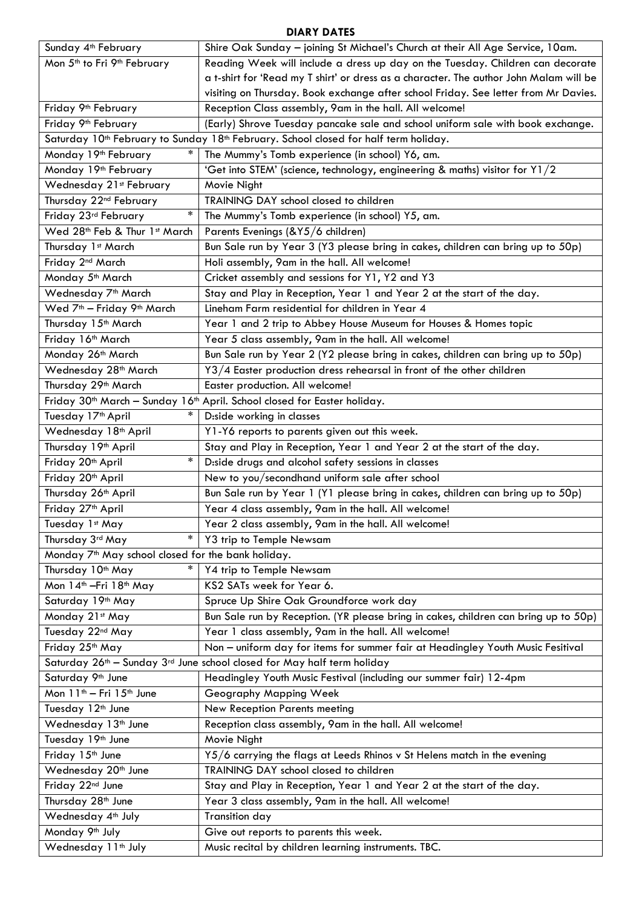**DIARY DATES**

| | |
|---|---|
| Sunday 4th February | Shire Oak Sunday – joining St Michael's Church at their All Age Service, 10am. |
| Mon 5th to Fri 9th February | Reading Week will include a dress up day on the Tuesday. Children can decorate a t-shirt for 'Read my T shirt' or dress as a character. The author John Malam will be visiting on Thursday. Book exchange after school Friday. See letter from Mr Davies. |
| Friday 9th February | Reception Class assembly, 9am in the hall. All welcome! |
| Friday 9th February | (Early) Shrove Tuesday pancake sale and school uniform sale with book exchange. |
| Saturday 10th February to Sunday 18th February. School closed for half term holiday. | |
| Monday 19th February * | The Mummy's Tomb experience (in school) Y6, am. |
| Monday 19th February | 'Get into STEM' (science, technology, engineering & maths) visitor for Y1/2 |
| Wednesday 21st February | Movie Night |
| Thursday 22nd February | TRAINING DAY school closed to children |
| Friday 23rd February * | The Mummy's Tomb experience (in school) Y5, am. |
| Wed 28th Feb & Thur 1st March | Parents Evenings (&Y5/6 children) |
| Thursday 1st March | Bun Sale run by Year 3 (Y3 please bring in cakes, children can bring up to 50p) |
| Friday 2nd March | Holi assembly, 9am in the hall. All welcome! |
| Monday 5th March | Cricket assembly and sessions for Y1, Y2 and Y3 |
| Wednesday 7th March | Stay and Play in Reception, Year 1 and Year 2 at the start of the day. |
| Wed 7th – Friday 9th March | Lineham Farm residential for children in Year 4 |
| Thursday 15th March | Year 1 and 2 trip to Abbey House Museum for Houses & Homes topic |
| Friday 16th March | Year 5 class assembly, 9am in the hall. All welcome! |
| Monday 26th March | Bun Sale run by Year 2 (Y2 please bring in cakes, children can bring up to 50p) |
| Wednesday 28th March | Y3/4 Easter production dress rehearsal in front of the other children |
| Thursday 29th March | Easter production. All welcome! |
| Friday 30th March – Sunday 16th April. School closed for Easter holiday. | |
| Tuesday 17th April * | D:side working in classes |
| Wednesday 18th April | Y1-Y6 reports to parents given out this week. |
| Thursday 19th April | Stay and Play in Reception, Year 1 and Year 2 at the start of the day. |
| Friday 20th April * | D:side drugs and alcohol safety sessions in classes |
| Friday 20th April | New to you/secondhand uniform sale after school |
| Thursday 26th April | Bun Sale run by Year 1 (Y1 please bring in cakes, children can bring up to 50p) |
| Friday 27th April | Year 4 class assembly, 9am in the hall. All welcome! |
| Tuesday 1st May | Year 2 class assembly, 9am in the hall. All welcome! |
| Thursday 3rd May * | Y3 trip to Temple Newsam |
| Monday 7th May school closed for the bank holiday. | |
| Thursday 10th May * | Y4 trip to Temple Newsam |
| Mon 14th –Fri 18th May | KS2 SATs week for Year 6. |
| Saturday 19th May | Spruce Up Shire Oak Groundforce work day |
| Monday 21st May | Bun Sale run by Reception. (YR please bring in cakes, children can bring up to 50p) |
| Tuesday 22nd May | Year 1 class assembly, 9am in the hall. All welcome! |
| Friday 25th May | Non – uniform day for items for summer fair at Headingley Youth Music Fesitival |
| Saturday 26th – Sunday 3rd June school closed for May half term holiday | |
| Saturday 9th June | Headingley Youth Music Festival (including our summer fair) 12-4pm |
| Mon 11th – Fri 15th June | Geography Mapping Week |
| Tuesday 12th June | New Reception Parents meeting |
| Wednesday 13th June | Reception class assembly, 9am in the hall. All welcome! |
| Tuesday 19th June | Movie Night |
| Friday 15th June | Y5/6 carrying the flags at Leeds Rhinos v St Helens match in the evening |
| Wednesday 20th June | TRAINING DAY school closed to children |
| Friday 22nd June | Stay and Play in Reception, Year 1 and Year 2 at the start of the day. |
| Thursday 28th June | Year 3 class assembly, 9am in the hall. All welcome! |
| Wednesday 4th July | Transition day |
| Monday 9th July | Give out reports to parents this week. |
| Wednesday 11th July | Music recital by children learning instruments. TBC. |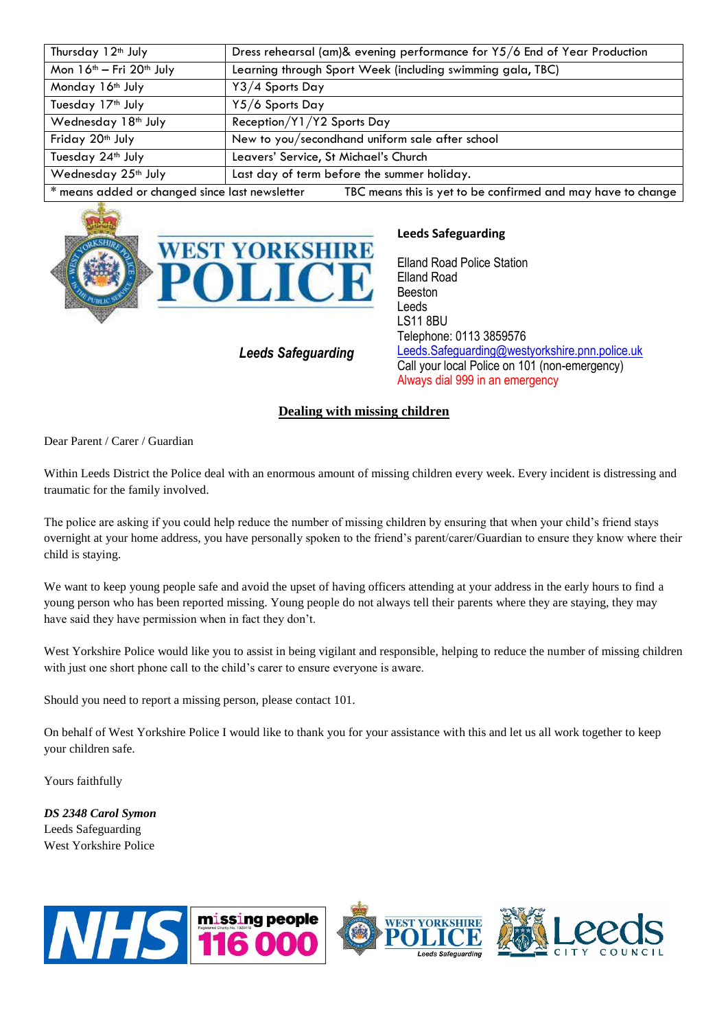| | |
|---|---|
| Thursday 12th July | Dress rehearsal (am)& evening performance for Y5/6 End of Year Production |
| Mon 16th – Fri 20th July | Learning through Sport Week (including swimming gala, TBC) |
| Monday 16th July | Y3/4 Sports Day |
| Tuesday 17th July | Y5/6 Sports Day |
| Wednesday 18th July | Reception/Y1/Y2 Sports Day |
| Friday 20th July | New to you/secondhand uniform sale after school |
| Tuesday 24th July | Leavers' Service, St Michael's Church |
| Wednesday 25th July | Last day of term before the summer holiday. |
| * means added or changed since last newsletter | TBC means this is yet to be confirmed and may have to change |

WEST YORKSHIRE POLICE

*Leeds Safeguarding*

**Leeds Safeguarding**

Elland Road Police Station
Elland Road
Beeston
Leeds
LS11 8BU
Telephone: 0113 3859576
Leeds.Safeguarding@westyorkshire.pnn.police.uk
Call your local Police on 101 (non-emergency)
Always dial 999 in an emergency

## Dealing with missing children

Dear Parent / Carer / Guardian

Within Leeds District the Police deal with an enormous amount of missing children every week. Every incident is distressing and traumatic for the family involved.

The police are asking if you could help reduce the number of missing children by ensuring that when your child's friend stays overnight at your home address, you have personally spoken to the friend's parent/carer/Guardian to ensure they know where their child is staying.

We want to keep young people safe and avoid the upset of having officers attending at your address in the early hours to find a young person who has been reported missing. Young people do not always tell their parents where they are staying, they may have said they have permission when in fact they don't.

West Yorkshire Police would like you to assist in being vigilant and responsible, helping to reduce the number of missing children with just one short phone call to the child's carer to ensure everyone is aware.

Should you need to report a missing person, please contact 101.

On behalf of West Yorkshire Police I would like to thank you for your assistance with this and let us all work together to keep your children safe.

Yours faithfully

***DS 2348 Carol Symon***
Leeds Safeguarding
West Yorkshire Police

NHS | missing people 116 000 | WEST YORKSHIRE POLICE Leeds Safeguarding | Leeds CITY COUNCIL